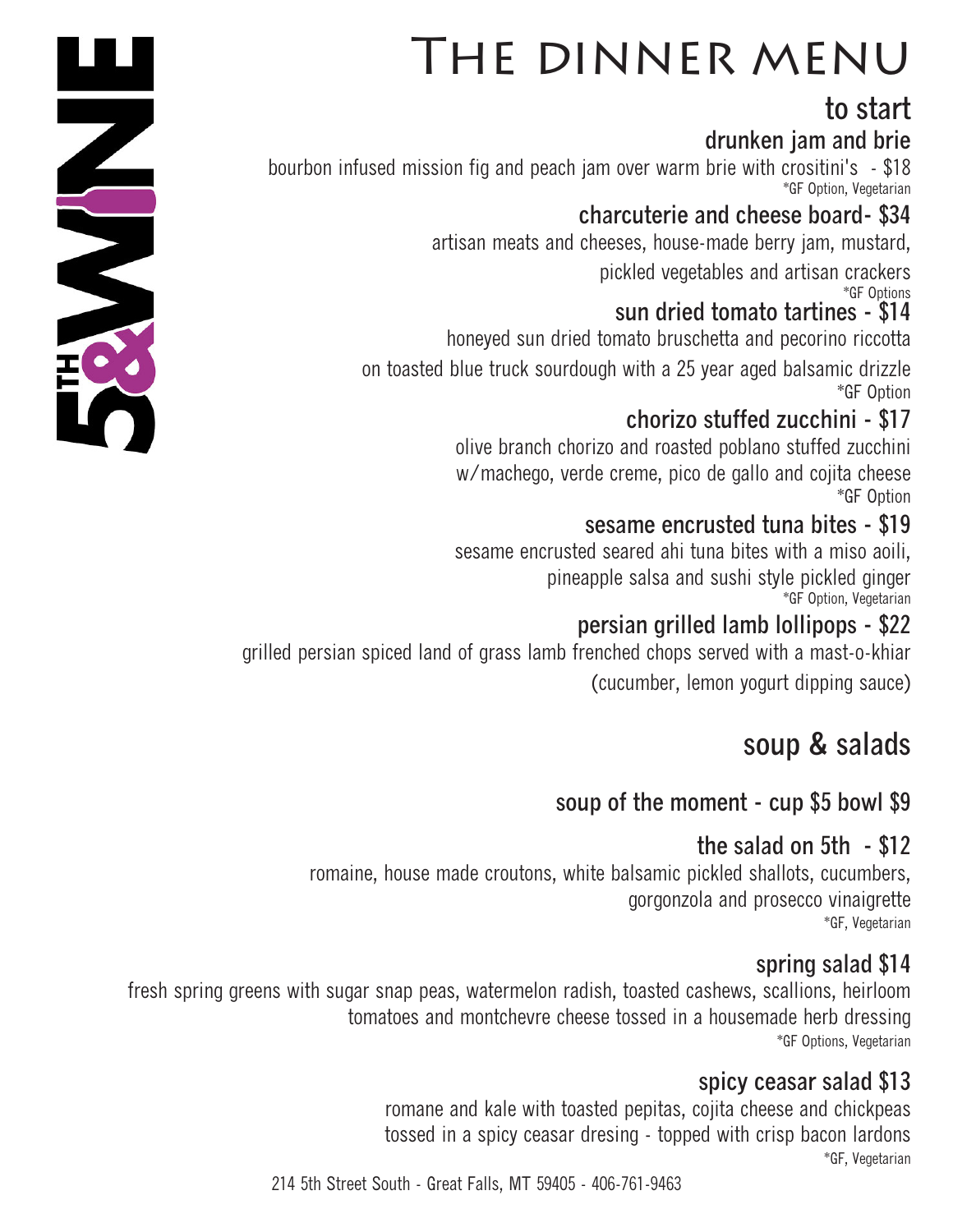5TH & WINE

# The dinner menu

## to start

### drunken jam and brie

bourbon infused mission fig and peach jam over warm brie with crositini's - $18

*GF Option, Vegetarian

### charcuterie and cheese board- $34

artisan meats and cheeses, house-made berry jam, mustard, pickled vegetables and artisan crackers

*GF Options

### sun dried tomato tartines - $14

honeyed sun dried tomato bruschetta and pecorino riccotta on toasted blue truck sourdough with a 25 year aged balsamic drizzle

*GF Option

### chorizo stuffed zucchini - $17

olive branch chorizo and roasted poblano stuffed zucchini w/machego, verde creme, pico de gallo and cojita cheese

*GF Option

### sesame encrusted tuna bites - $19

sesame encrusted seared ahi tuna bites with a miso aoili, pineapple salsa and sushi style pickled ginger

*GF Option, Vegetarian

### persian grilled lamb lollipops - $22

grilled persian spiced land of grass lamb frenched chops served with a mast-o-khiar (cucumber, lemon yogurt dipping sauce)

## soup & salads

### soup of the moment - cup $5 bowl $9

### the salad on 5th - $12

romaine, house made croutons, white balsamic pickled shallots, cucumbers, gorgonzola and prosecco vinaigrette

*GF, Vegetarian

### spring salad $14

fresh spring greens with sugar snap peas, watermelon radish, toasted cashews, scallions, heirloom tomatoes and montchevre cheese tossed in a housemade herb dressing

*GF Options, Vegetarian

### spicy ceasar salad $13

romane and kale with toasted pepitas, cojita cheese and chickpeas tossed in a spicy ceasar dresing - topped with crisp bacon lardons

*GF, Vegetarian

214 5th Street South - Great Falls, MT 59405 - 406-761-9463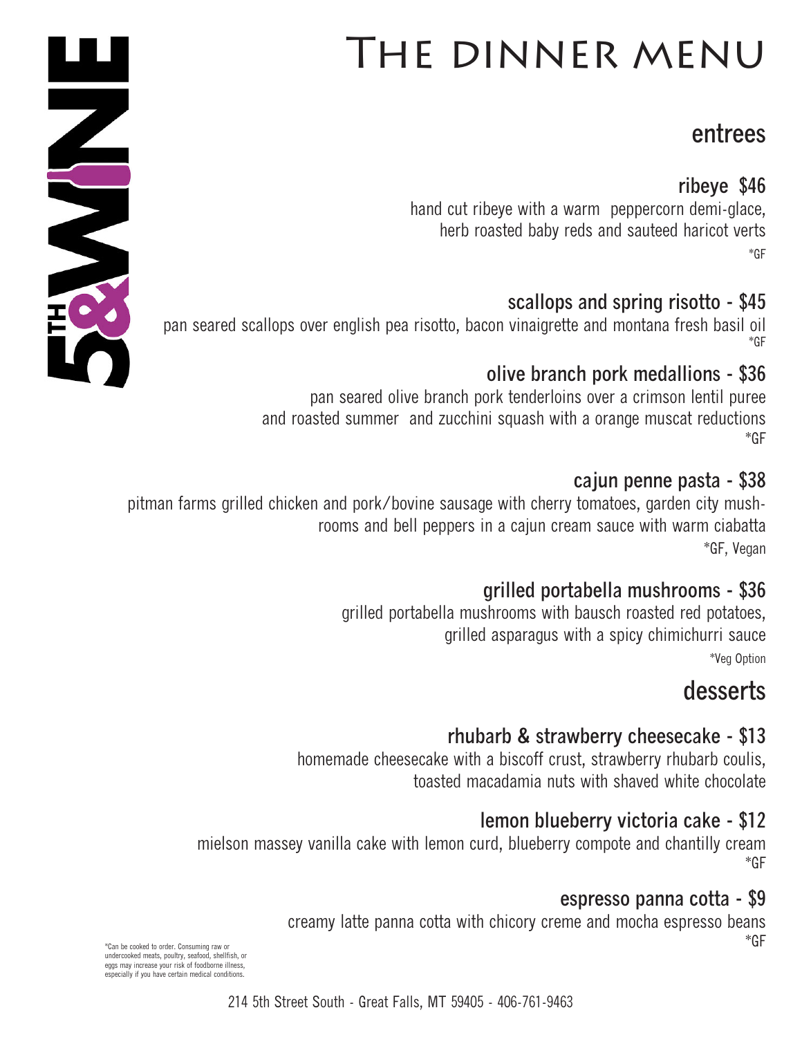5TH & WINE

# The dinner menu

## entrees

### ribeye $46

hand cut ribeye with a warm peppercorn demi-glace, herb roasted baby reds and sauteed haricot verts

*GF

### scallops and spring risotto - $45

pan seared scallops over english pea risotto, bacon vinaigrette and montana fresh basil oil

*GF

### olive branch pork medallions - $36

pan seared olive branch pork tenderloins over a crimson lentil puree and roasted summer and zucchini squash with a orange muscat reductions

*GF

### cajun penne pasta - $38

pitman farms grilled chicken and pork/bovine sausage with cherry tomatoes, garden city mushrooms and bell peppers in a cajun cream sauce with warm ciabatta

*GF, Vegan

### grilled portabella mushrooms - $36

grilled portabella mushrooms with bausch roasted red potatoes, grilled asparagus with a spicy chimichurri sauce

*Veg Option

## desserts

### rhubarb & strawberry cheesecake - $13

homemade cheesecake with a biscoff crust, strawberry rhubarb coulis, toasted macadamia nuts with shaved white chocolate

### lemon blueberry victoria cake - $12

mielson massey vanilla cake with lemon curd, blueberry compote and chantilly cream

*GF

### espresso panna cotta - $9

creamy latte panna cotta with chicory creme and mocha espresso beans

*GF

*Can be cooked to order. Consuming raw or undercooked meats, poultry, seafood, shellfish, or eggs may increase your risk of foodborne illness, especially if you have certain medical conditions.

214 5th Street South - Great Falls, MT 59405 - 406-761-9463